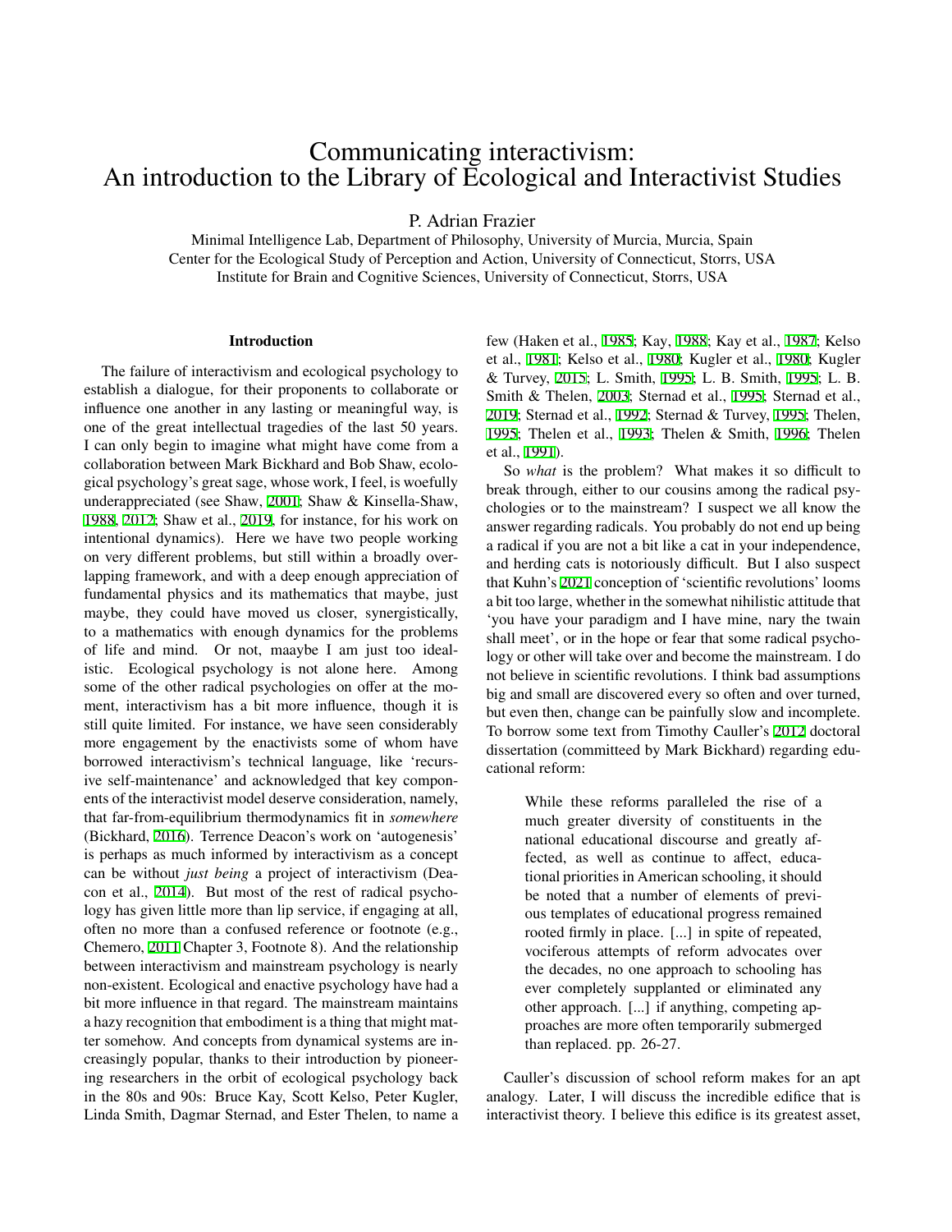# Communicating interactivism: An introduction to the Library of Ecological and Interactivist Studies

P. Adrian Frazier

Minimal Intelligence Lab, Department of Philosophy, University of Murcia, Murcia, Spain
Center for the Ecological Study of Perception and Action, University of Connecticut, Storrs, USA
Institute for Brain and Cognitive Sciences, University of Connecticut, Storrs, USA

## Introduction

The failure of interactivism and ecological psychology to establish a dialogue, for their proponents to collaborate or influence one another in any lasting or meaningful way, is one of the great intellectual tragedies of the last 50 years. I can only begin to imagine what might have come from a collaboration between Mark Bickhard and Bob Shaw, ecological psychology's great sage, whose work, I feel, is woefully underappreciated (see Shaw, 2001; Shaw & Kinsella-Shaw, 1988, 2012; Shaw et al., 2019, for instance, for his work on intentional dynamics). Here we have two people working on very different problems, but still within a broadly overlapping framework, and with a deep enough appreciation of fundamental physics and its mathematics that maybe, just maybe, they could have moved us closer, synergistically, to a mathematics with enough dynamics for the problems of life and mind. Or not, maaybe I am just too idealistic. Ecological psychology is not alone here. Among some of the other radical psychologies on offer at the moment, interactivism has a bit more influence, though it is still quite limited. For instance, we have seen considerably more engagement by the enactivists some of whom have borrowed interactivism's technical language, like 'recursive self-maintenance' and acknowledged that key components of the interactivist model deserve consideration, namely, that far-from-equilibrium thermodynamics fit in *somewhere* (Bickhard, 2016). Terrence Deacon's work on 'autogenesis' is perhaps as much informed by interactivism as a concept can be without *just being* a project of interactivism (Deacon et al., 2014). But most of the rest of radical psychology has given little more than lip service, if engaging at all, often no more than a confused reference or footnote (e.g., Chemero, 2011 Chapter 3, Footnote 8). And the relationship between interactivism and mainstream psychology is nearly non-existent. Ecological and enactive psychology have had a bit more influence in that regard. The mainstream maintains a hazy recognition that embodiment is a thing that might matter somehow. And concepts from dynamical systems are increasingly popular, thanks to their introduction by pioneering researchers in the orbit of ecological psychology back in the 80s and 90s: Bruce Kay, Scott Kelso, Peter Kugler, Linda Smith, Dagmar Sternad, and Ester Thelen, to name a few (Haken et al., 1985; Kay, 1988; Kay et al., 1987; Kelso et al., 1981; Kelso et al., 1980; Kugler et al., 1980; Kugler & Turvey, 2015; L. Smith, 1995; L. B. Smith, 1995; L. B. Smith & Thelen, 2003; Sternad et al., 1995; Sternad et al., 2019; Sternad et al., 1992; Sternad & Turvey, 1995; Thelen, 1995; Thelen et al., 1993; Thelen & Smith, 1996; Thelen et al., 1991).

So *what* is the problem? What makes it so difficult to break through, either to our cousins among the radical psychologies or to the mainstream? I suspect we all know the answer regarding radicals. You probably do not end up being a radical if you are not a bit like a cat in your independence, and herding cats is notoriously difficult. But I also suspect that Kuhn's 2021 conception of 'scientific revolutions' looms a bit too large, whether in the somewhat nihilistic attitude that 'you have your paradigm and I have mine, nary the twain shall meet', or in the hope or fear that some radical psychology or other will take over and become the mainstream. I do not believe in scientific revolutions. I think bad assumptions big and small are discovered every so often and over turned, but even then, change can be painfully slow and incomplete. To borrow some text from Timothy Cauller's 2012 doctoral dissertation (committeed by Mark Bickhard) regarding educational reform:

> While these reforms paralleled the rise of a much greater diversity of constituents in the national educational discourse and greatly affected, as well as continue to affect, educational priorities in American schooling, it should be noted that a number of elements of previous templates of educational progress remained rooted firmly in place. [...] in spite of repeated, vociferous attempts of reform advocates over the decades, no one approach to schooling has ever completely supplanted or eliminated any other approach. [...] if anything, competing approaches are more often temporarily submerged than replaced. pp. 26-27.

Cauller's discussion of school reform makes for an apt analogy. Later, I will discuss the incredible edifice that is interactivist theory. I believe this edifice is its greatest asset,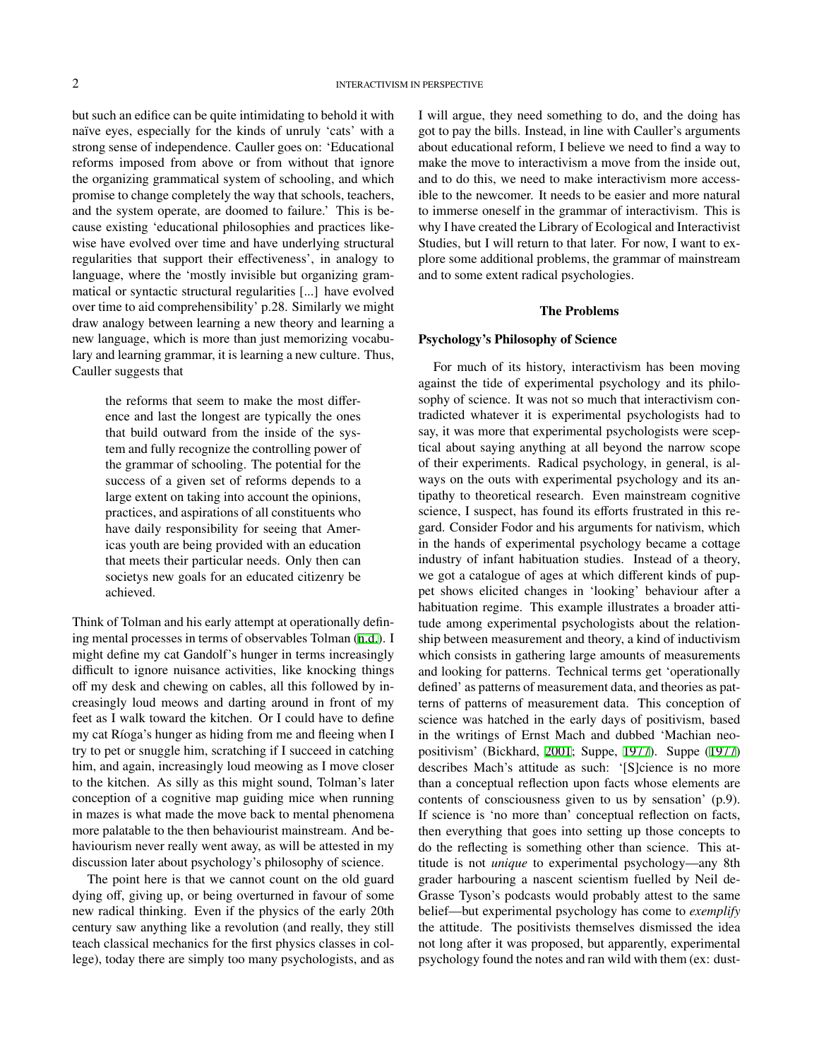but such an edifice can be quite intimidating to behold it with naïve eyes, especially for the kinds of unruly 'cats' with a strong sense of independence. Cauller goes on: 'Educational reforms imposed from above or from without that ignore the organizing grammatical system of schooling, and which promise to change completely the way that schools, teachers, and the system operate, are doomed to failure.' This is because existing 'educational philosophies and practices likewise have evolved over time and have underlying structural regularities that support their effectiveness', in analogy to language, where the 'mostly invisible but organizing grammatical or syntactic structural regularities [...] have evolved over time to aid comprehensibility' p.28. Similarly we might draw analogy between learning a new theory and learning a new language, which is more than just memorizing vocabulary and learning grammar, it is learning a new culture. Thus, Cauller suggests that

> the reforms that seem to make the most difference and last the longest are typically the ones that build outward from the inside of the system and fully recognize the controlling power of the grammar of schooling. The potential for the success of a given set of reforms depends to a large extent on taking into account the opinions, practices, and aspirations of all constituents who have daily responsibility for seeing that Americas youth are being provided with an education that meets their particular needs. Only then can societys new goals for an educated citizenry be achieved.

Think of Tolman and his early attempt at operationally defining mental processes in terms of observables Tolman (n.d.). I might define my cat Gandolf's hunger in terms increasingly difficult to ignore nuisance activities, like knocking things off my desk and chewing on cables, all this followed by increasingly loud meows and darting around in front of my feet as I walk toward the kitchen. Or I could have to define my cat Ríoga's hunger as hiding from me and fleeing when I try to pet or snuggle him, scratching if I succeed in catching him, and again, increasingly loud meowing as I move closer to the kitchen. As silly as this might sound, Tolman's later conception of a cognitive map guiding mice when running in mazes is what made the move back to mental phenomena more palatable to the then behaviourist mainstream. And behaviourism never really went away, as will be attested in my discussion later about psychology's philosophy of science.

The point here is that we cannot count on the old guard dying off, giving up, or being overturned in favour of some new radical thinking. Even if the physics of the early 20th century saw anything like a revolution (and really, they still teach classical mechanics for the first physics classes in college), today there are simply too many psychologists, and as I will argue, they need something to do, and the doing has got to pay the bills. Instead, in line with Cauller's arguments about educational reform, I believe we need to find a way to make the move to interactivism a move from the inside out, and to do this, we need to make interactivism more accessible to the newcomer. It needs to be easier and more natural to immerse oneself in the grammar of interactivism. This is why I have created the Library of Ecological and Interactivist Studies, but I will return to that later. For now, I want to explore some additional problems, the grammar of mainstream and to some extent radical psychologies.

## The Problems

### Psychology's Philosophy of Science

For much of its history, interactivism has been moving against the tide of experimental psychology and its philosophy of science. It was not so much that interactivism contradicted whatever it is experimental psychologists had to say, it was more that experimental psychologists were sceptical about saying anything at all beyond the narrow scope of their experiments. Radical psychology, in general, is always on the outs with experimental psychology and its antipathy to theoretical research. Even mainstream cognitive science, I suspect, has found its efforts frustrated in this regard. Consider Fodor and his arguments for nativism, which in the hands of experimental psychology became a cottage industry of infant habituation studies. Instead of a theory, we got a catalogue of ages at which different kinds of puppet shows elicited changes in 'looking' behaviour after a habituation regime. This example illustrates a broader attitude among experimental psychologists about the relationship between measurement and theory, a kind of inductivism which consists in gathering large amounts of measurements and looking for patterns. Technical terms get 'operationally defined' as patterns of measurement data, and theories as patterns of patterns of measurement data. This conception of science was hatched in the early days of positivism, based in the writings of Ernst Mach and dubbed 'Machian neo-positivism' (Bickhard, 2001; Suppe, 1977). Suppe (1977) describes Mach's attitude as such: '[S]cience is no more than a conceptual reflection upon facts whose elements are contents of consciousness given to us by sensation' (p.9). If science is 'no more than' conceptual reflection on facts, then everything that goes into setting up those concepts to do the reflecting is something other than science. This attitude is not *unique* to experimental psychology—any 8th grader harbouring a nascent scientism fuelled by Neil deGrasse Tyson's podcasts would probably attest to the same belief—but experimental psychology has come to *exemplify* the attitude. The positivists themselves dismissed the idea not long after it was proposed, but apparently, experimental psychology found the notes and ran wild with them (ex: dust-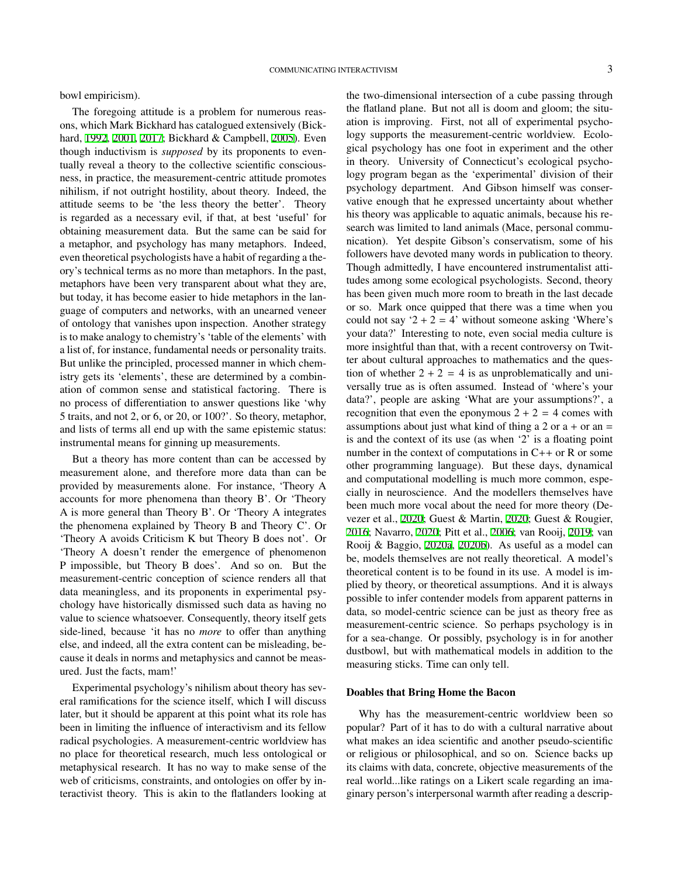bowl empiricism).

The foregoing attitude is a problem for numerous reasons, which Mark Bickhard has catalogued extensively (Bickhard, 1992, 2001, 2017; Bickhard & Campbell, 2005). Even though inductivism is *supposed* by its proponents to eventually reveal a theory to the collective scientific consciousness, in practice, the measurement-centric attitude promotes nihilism, if not outright hostility, about theory. Indeed, the attitude seems to be 'the less theory the better'. Theory is regarded as a necessary evil, if that, at best 'useful' for obtaining measurement data. But the same can be said for a metaphor, and psychology has many metaphors. Indeed, even theoretical psychologists have a habit of regarding a theory's technical terms as no more than metaphors. In the past, metaphors have been very transparent about what they are, but today, it has become easier to hide metaphors in the language of computers and networks, with an unearned veneer of ontology that vanishes upon inspection. Another strategy is to make analogy to chemistry's 'table of the elements' with a list of, for instance, fundamental needs or personality traits. But unlike the principled, processed manner in which chemistry gets its 'elements', these are determined by a combination of common sense and statistical factoring. There is no process of differentiation to answer questions like 'why 5 traits, and not 2, or 6, or 20, or 100?'. So theory, metaphor, and lists of terms all end up with the same epistemic status: instrumental means for ginning up measurements.

But a theory has more content than can be accessed by measurement alone, and therefore more data than can be provided by measurements alone. For instance, 'Theory A accounts for more phenomena than theory B'. Or 'Theory A is more general than Theory B'. Or 'Theory A integrates the phenomena explained by Theory B and Theory C'. Or 'Theory A avoids Criticism K but Theory B does not'. Or 'Theory A doesn't render the emergence of phenomenon P impossible, but Theory B does'. And so on. But the measurement-centric conception of science renders all that data meaningless, and its proponents in experimental psychology have historically dismissed such data as having no value to science whatsoever. Consequently, theory itself gets side-lined, because 'it has no *more* to offer than anything else, and indeed, all the extra content can be misleading, because it deals in norms and metaphysics and cannot be measured. Just the facts, mam!'

Experimental psychology's nihilism about theory has several ramifications for the science itself, which I will discuss later, but it should be apparent at this point what its role has been in limiting the influence of interactivism and its fellow radical psychologies. A measurement-centric worldview has no place for theoretical research, much less ontological or metaphysical research. It has no way to make sense of the web of criticisms, constraints, and ontologies on offer by interactivist theory. This is akin to the flatlanders looking at the two-dimensional intersection of a cube passing through the flatland plane. But not all is doom and gloom; the situation is improving. First, not all of experimental psychology supports the measurement-centric worldview. Ecological psychology has one foot in experiment and the other in theory. University of Connecticut's ecological psychology program began as the 'experimental' division of their psychology department. And Gibson himself was conservative enough that he expressed uncertainty about whether his theory was applicable to aquatic animals, because his research was limited to land animals (Mace, personal communication). Yet despite Gibson's conservatism, some of his followers have devoted many words in publication to theory. Though admittedly, I have encountered instrumentalist attitudes among some ecological psychologists. Second, theory has been given much more room to breath in the last decade or so. Mark once quipped that there was a time when you could not say '2 + 2 = 4' without someone asking 'Where's your data?' Interesting to note, even social media culture is more insightful than that, with a recent controversy on Twitter about cultural approaches to mathematics and the question of whether 2 + 2 = 4 is as unproblematically and universally true as is often assumed. Instead of 'where's your data?', people are asking 'What are your assumptions?', a recognition that even the eponymous 2 + 2 = 4 comes with assumptions about just what kind of thing a 2 or a + or an = is and the context of its use (as when '2' is a floating point number in the context of computations in C++ or R or some other programming language). But these days, dynamical and computational modelling is much more common, especially in neuroscience. And the modellers themselves have been much more vocal about the need for more theory (Devezer et al., 2020; Guest & Martin, 2020; Guest & Rougier, 2016; Navarro, 2020; Pitt et al., 2006; van Rooij, 2019; van Rooij & Baggio, 2020a, 2020b). As useful as a model can be, models themselves are not really theoretical. A model's theoretical content is to be found in its use. A model is implied by theory, or theoretical assumptions. And it is always possible to infer contender models from apparent patterns in data, so model-centric science can be just as theory free as measurement-centric science. So perhaps psychology is in for a sea-change. Or possibly, psychology is in for another dustbowl, but with mathematical models in addition to the measuring sticks. Time can only tell.

## Doables that Bring Home the Bacon

Why has the measurement-centric worldview been so popular? Part of it has to do with a cultural narrative about what makes an idea scientific and another pseudo-scientific or religious or philosophical, and so on. Science backs up its claims with data, concrete, objective measurements of the real world...like ratings on a Likert scale regarding an imaginary person's interpersonal warmth after reading a descrip-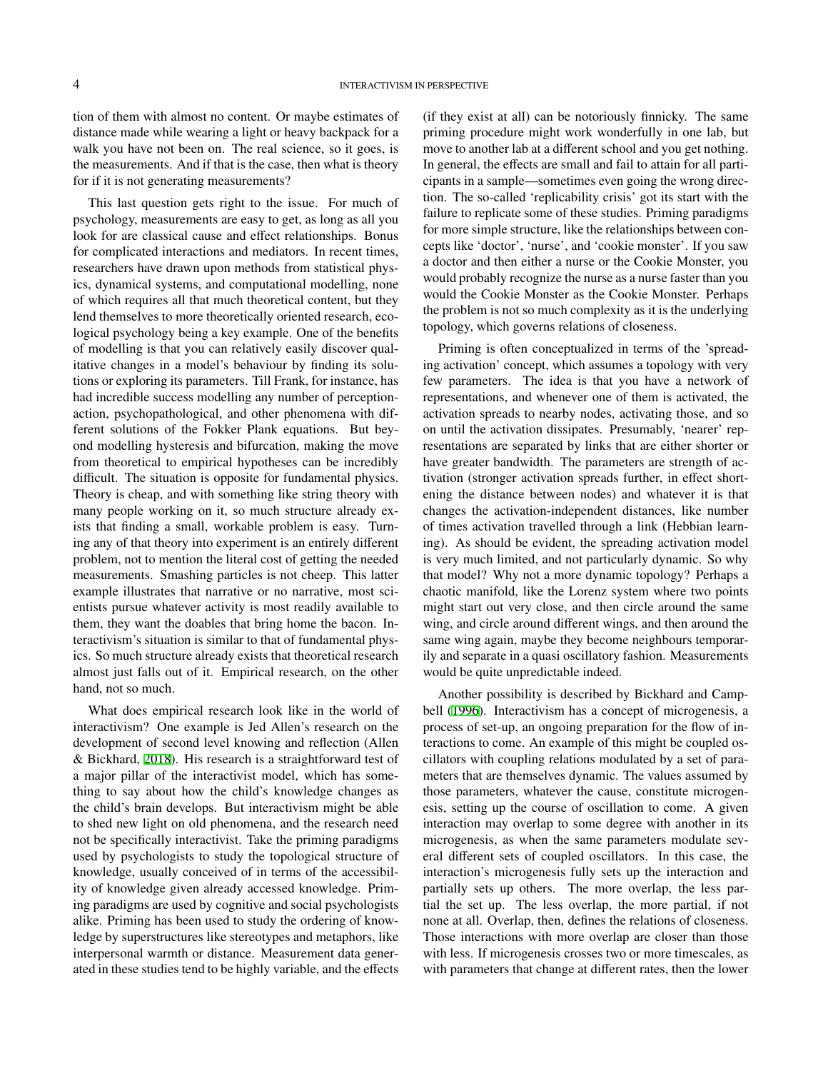tion of them with almost no content. Or maybe estimates of distance made while wearing a light or heavy backpack for a walk you have not been on. The real science, so it goes, is the measurements. And if that is the case, then what is theory for if it is not generating measurements?

This last question gets right to the issue. For much of psychology, measurements are easy to get, as long as all you look for are classical cause and effect relationships. Bonus for complicated interactions and mediators. In recent times, researchers have drawn upon methods from statistical physics, dynamical systems, and computational modelling, none of which requires all that much theoretical content, but they lend themselves to more theoretically oriented research, ecological psychology being a key example. One of the benefits of modelling is that you can relatively easily discover qualitative changes in a model's behaviour by finding its solutions or exploring its parameters. Till Frank, for instance, has had incredible success modelling any number of perception-action, psychopathological, and other phenomena with different solutions of the Fokker Plank equations. But beyond modelling hysteresis and bifurcation, making the move from theoretical to empirical hypotheses can be incredibly difficult. The situation is opposite for fundamental physics. Theory is cheap, and with something like string theory with many people working on it, so much structure already exists that finding a small, workable problem is easy. Turning any of that theory into experiment is an entirely different problem, not to mention the literal cost of getting the needed measurements. Smashing particles is not cheep. This latter example illustrates that narrative or no narrative, most scientists pursue whatever activity is most readily available to them, they want the doables that bring home the bacon. Interactivism's situation is similar to that of fundamental physics. So much structure already exists that theoretical research almost just falls out of it. Empirical research, on the other hand, not so much.

What does empirical research look like in the world of interactivism? One example is Jed Allen's research on the development of second level knowing and reflection (Allen & Bickhard, 2018). His research is a straightforward test of a major pillar of the interactivist model, which has something to say about how the child's knowledge changes as the child's brain develops. But interactivism might be able to shed new light on old phenomena, and the research need not be specifically interactivist. Take the priming paradigms used by psychologists to study the topological structure of knowledge, usually conceived of in terms of the accessibility of knowledge given already accessed knowledge. Priming paradigms are used by cognitive and social psychologists alike. Priming has been used to study the ordering of knowledge by superstructures like stereotypes and metaphors, like interpersonal warmth or distance. Measurement data generated in these studies tend to be highly variable, and the effects (if they exist at all) can be notoriously finnicky. The same priming procedure might work wonderfully in one lab, but move to another lab at a different school and you get nothing. In general, the effects are small and fail to attain for all participants in a sample—sometimes even going the wrong direction. The so-called 'replicability crisis' got its start with the failure to replicate some of these studies. Priming paradigms for more simple structure, like the relationships between concepts like 'doctor', 'nurse', and 'cookie monster'. If you saw a doctor and then either a nurse or the Cookie Monster, you would probably recognize the nurse as a nurse faster than you would the Cookie Monster as the Cookie Monster. Perhaps the problem is not so much complexity as it is the underlying topology, which governs relations of closeness.

Priming is often conceptualized in terms of the 'spreading activation' concept, which assumes a topology with very few parameters. The idea is that you have a network of representations, and whenever one of them is activated, the activation spreads to nearby nodes, activating those, and so on until the activation dissipates. Presumably, 'nearer' representations are separated by links that are either shorter or have greater bandwidth. The parameters are strength of activation (stronger activation spreads further, in effect shortening the distance between nodes) and whatever it is that changes the activation-independent distances, like number of times activation travelled through a link (Hebbian learning). As should be evident, the spreading activation model is very much limited, and not particularly dynamic. So why that model? Why not a more dynamic topology? Perhaps a chaotic manifold, like the Lorenz system where two points might start out very close, and then circle around the same wing, and circle around different wings, and then around the same wing again, maybe they become neighbours temporarily and separate in a quasi oscillatory fashion. Measurements would be quite unpredictable indeed.

Another possibility is described by Bickhard and Campbell (1996). Interactivism has a concept of microgenesis, a process of set-up, an ongoing preparation for the flow of interactions to come. An example of this might be coupled oscillators with coupling relations modulated by a set of parameters that are themselves dynamic. The values assumed by those parameters, whatever the cause, constitute microgenesis, setting up the course of oscillation to come. A given interaction may overlap to some degree with another in its microgenesis, as when the same parameters modulate several different sets of coupled oscillators. In this case, the interaction's microgenesis fully sets up the interaction and partially sets up others. The more overlap, the less partial the set up. The less overlap, the more partial, if not none at all. Overlap, then, defines the relations of closeness. Those interactions with more overlap are closer than those with less. If microgenesis crosses two or more timescales, as with parameters that change at different rates, then the lower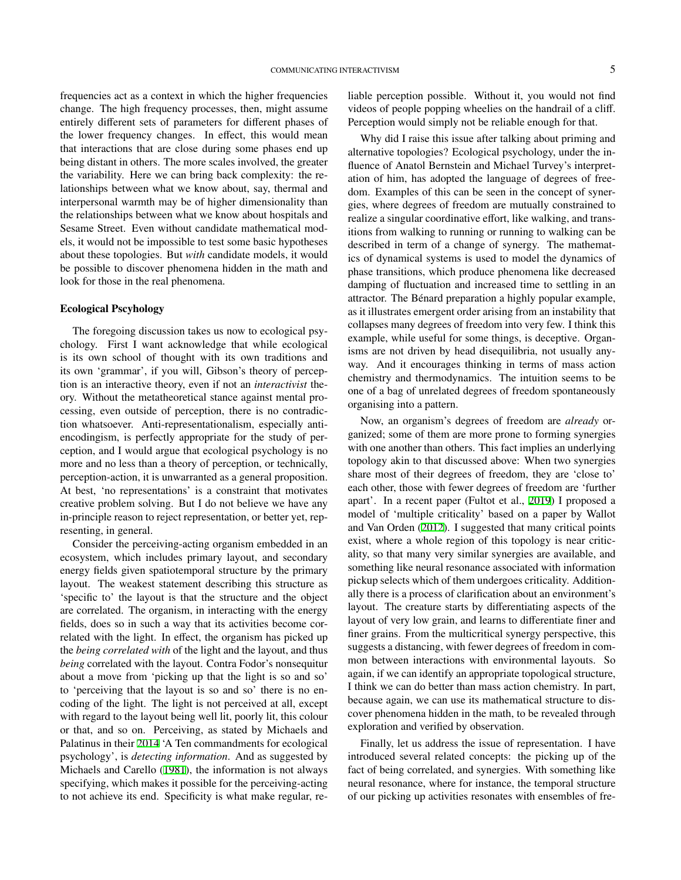frequencies act as a context in which the higher frequencies change. The high frequency processes, then, might assume entirely different sets of parameters for different phases of the lower frequency changes. In effect, this would mean that interactions that are close during some phases end up being distant in others. The more scales involved, the greater the variability. Here we can bring back complexity: the relationships between what we know about, say, thermal and interpersonal warmth may be of higher dimensionality than the relationships between what we know about hospitals and Sesame Street. Even without candidate mathematical models, it would not be impossible to test some basic hypotheses about these topologies. But *with* candidate models, it would be possible to discover phenomena hidden in the math and look for those in the real phenomena.

**Ecological Pscyhology**

The foregoing discussion takes us now to ecological psychology. First I want acknowledge that while ecological is its own school of thought with its own traditions and its own 'grammar', if you will, Gibson's theory of perception is an interactive theory, even if not an *interactivist* theory. Without the metatheoretical stance against mental processing, even outside of perception, there is no contradiction whatsoever. Anti-representationalism, especially anti-encodingism, is perfectly appropriate for the study of perception, and I would argue that ecological psychology is no more and no less than a theory of perception, or technically, perception-action, it is unwarranted as a general proposition. At best, 'no representations' is a constraint that motivates creative problem solving. But I do not believe we have any in-principle reason to reject representation, or better yet, representing, in general.

Consider the perceiving-acting organism embedded in an ecosystem, which includes primary layout, and secondary energy fields given spatiotemporal structure by the primary layout. The weakest statement describing this structure as 'specific to' the layout is that the structure and the object are correlated. The organism, in interacting with the energy fields, does so in such a way that its activities become correlated with the light. In effect, the organism has picked up the *being correlated with* of the light and the layout, and thus *being* correlated with the layout. Contra Fodor's nonsequitur about a move from 'picking up that the light is so and so' to 'perceiving that the layout is so and so' there is no encoding of the light. The light is not perceived at all, except with regard to the layout being well lit, poorly lit, this colour or that, and so on. Perceiving, as stated by Michaels and Palatinus in their 2014 'A Ten commandments for ecological psychology', is *detecting information*. And as suggested by Michaels and Carello (1981), the information is not always specifying, which makes it possible for the perceiving-acting to not achieve its end. Specificity is what make regular, reliable perception possible. Without it, you would not find videos of people popping wheelies on the handrail of a cliff. Perception would simply not be reliable enough for that.

Why did I raise this issue after talking about priming and alternative topologies? Ecological psychology, under the influence of Anatol Bernstein and Michael Turvey's interpretation of him, has adopted the language of degrees of freedom. Examples of this can be seen in the concept of synergies, where degrees of freedom are mutually constrained to realize a singular coordinative effort, like walking, and transitions from walking to running or running to walking can be described in term of a change of synergy. The mathematics of dynamical systems is used to model the dynamics of phase transitions, which produce phenomena like decreased damping of fluctuation and increased time to settling in an attractor. The Bénard preparation a highly popular example, as it illustrates emergent order arising from an instability that collapses many degrees of freedom into very few. I think this example, while useful for some things, is deceptive. Organisms are not driven by head disequilibria, not usually anyway. And it encourages thinking in terms of mass action chemistry and thermodynamics. The intuition seems to be one of a bag of unrelated degrees of freedom spontaneously organising into a pattern.

Now, an organism's degrees of freedom are *already* organized; some of them are more prone to forming synergies with one another than others. This fact implies an underlying topology akin to that discussed above: When two synergies share most of their degrees of freedom, they are 'close to' each other, those with fewer degrees of freedom are 'further apart'. In a recent paper (Fultot et al., 2019) I proposed a model of 'multiple criticality' based on a paper by Wallot and Van Orden (2012). I suggested that many critical points exist, where a whole region of this topology is near criticality, so that many very similar synergies are available, and something like neural resonance associated with information pickup selects which of them undergoes criticality. Additionally there is a process of clarification about an environment's layout. The creature starts by differentiating aspects of the layout of very low grain, and learns to differentiate finer and finer grains. From the multicritical synergy perspective, this suggests a distancing, with fewer degrees of freedom in common between interactions with environmental layouts. So again, if we can identify an appropriate topological structure, I think we can do better than mass action chemistry. In part, because again, we can use its mathematical structure to discover phenomena hidden in the math, to be revealed through exploration and verified by observation.

Finally, let us address the issue of representation. I have introduced several related concepts: the picking up of the fact of being correlated, and synergies. With something like neural resonance, where for instance, the temporal structure of our picking up activities resonates with ensembles of fre-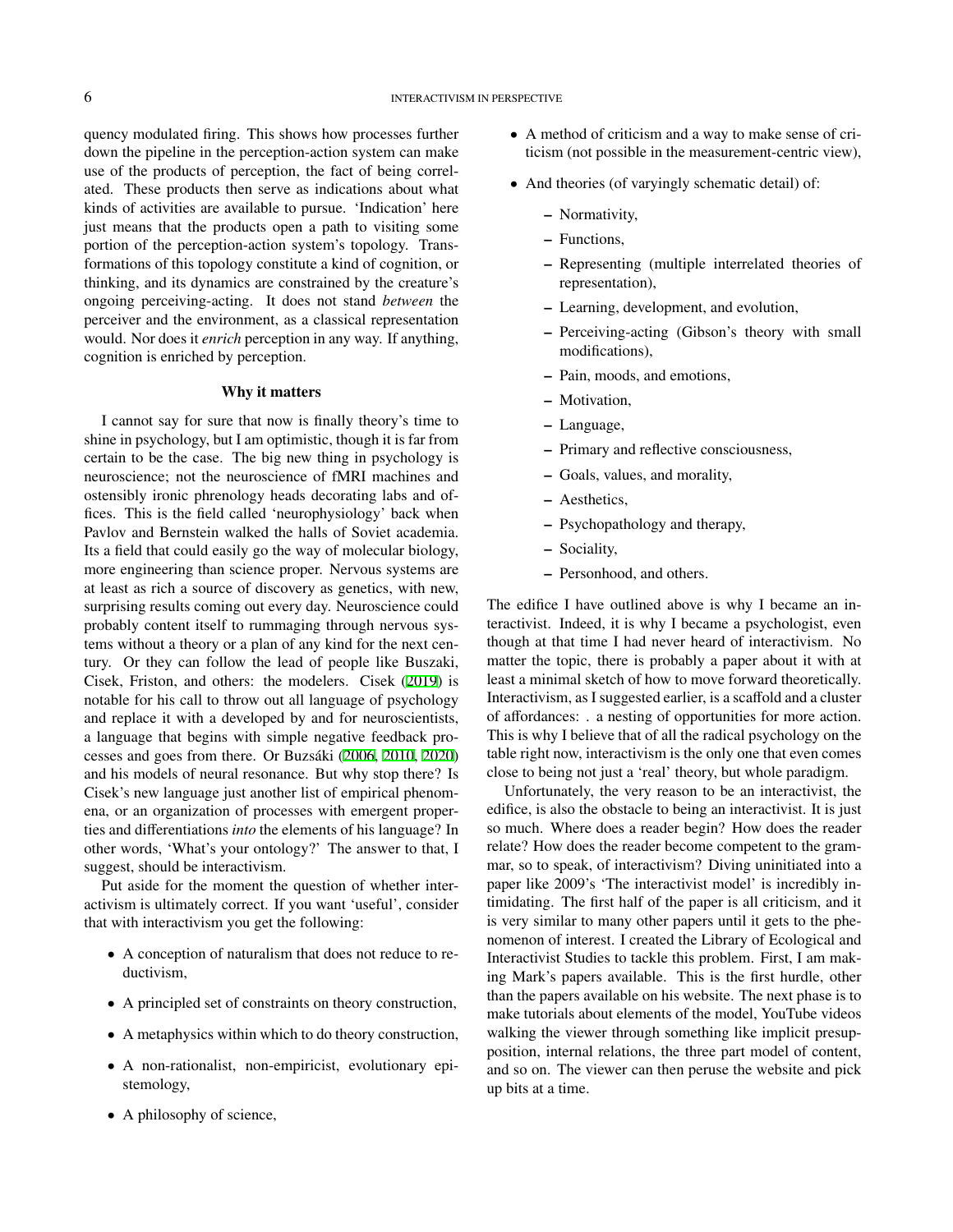quency modulated firing. This shows how processes further down the pipeline in the perception-action system can make use of the products of perception, the fact of being correlated. These products then serve as indications about what kinds of activities are available to pursue. 'Indication' here just means that the products open a path to visiting some portion of the perception-action system's topology. Transformations of this topology constitute a kind of cognition, or thinking, and its dynamics are constrained by the creature's ongoing perceiving-acting. It does not stand *between* the perceiver and the environment, as a classical representation would. Nor does it *enrich* perception in any way. If anything, cognition is enriched by perception.

### Why it matters

I cannot say for sure that now is finally theory's time to shine in psychology, but I am optimistic, though it is far from certain to be the case. The big new thing in psychology is neuroscience; not the neuroscience of fMRI machines and ostensibly ironic phrenology heads decorating labs and offices. This is the field called 'neurophysiology' back when Pavlov and Bernstein walked the halls of Soviet academia. Its a field that could easily go the way of molecular biology, more engineering than science proper. Nervous systems are at least as rich a source of discovery as genetics, with new, surprising results coming out every day. Neuroscience could probably content itself to rummaging through nervous systems without a theory or a plan of any kind for the next century. Or they can follow the lead of people like Buszaki, Cisek, Friston, and others: the modelers. Cisek (2019) is notable for his call to throw out all language of psychology and replace it with a developed by and for neuroscientists, a language that begins with simple negative feedback processes and goes from there. Or Buzsáki (2006, 2010, 2020) and his models of neural resonance. But why stop there? Is Cisek's new language just another list of empirical phenomena, or an organization of processes with emergent properties and differentiations *into* the elements of his language? In other words, 'What's your ontology?' The answer to that, I suggest, should be interactivism.

Put aside for the moment the question of whether interactivism is ultimately correct. If you want 'useful', consider that with interactivism you get the following:

- A conception of naturalism that does not reduce to reductivism,
- A principled set of constraints on theory construction,
- A metaphysics within which to do theory construction,
- A non-rationalist, non-empiricist, evolutionary epistemology,
- A philosophy of science,
- A method of criticism and a way to make sense of criticism (not possible in the measurement-centric view),
- And theories (of varyingly schematic detail) of:
  - Normativity,
  - Functions,
  - Representing (multiple interrelated theories of representation),
  - Learning, development, and evolution,
  - Perceiving-acting (Gibson's theory with small modifications),
  - Pain, moods, and emotions,
  - Motivation,
  - Language,
  - Primary and reflective consciousness,
  - Goals, values, and morality,
  - Aesthetics,
  - Psychopathology and therapy,
  - Sociality,
  - Personhood, and others.

The edifice I have outlined above is why I became an interactivist. Indeed, it is why I became a psychologist, even though at that time I had never heard of interactivism. No matter the topic, there is probably a paper about it with at least a minimal sketch of how to move forward theoretically. Interactivism, as I suggested earlier, is a scaffold and a cluster of affordances: . a nesting of opportunities for more action. This is why I believe that of all the radical psychology on the table right now, interactivism is the only one that even comes close to being not just a 'real' theory, but whole paradigm.

Unfortunately, the very reason to be an interactivist, the edifice, is also the obstacle to being an interactivist. It is just so much. Where does a reader begin? How does the reader relate? How does the reader become competent to the grammar, so to speak, of interactivism? Diving uninitiated into a paper like 2009's 'The interactivist model' is incredibly intimidating. The first half of the paper is all criticism, and it is very similar to many other papers until it gets to the phenomenon of interest. I created the Library of Ecological and Interactivist Studies to tackle this problem. First, I am making Mark's papers available. This is the first hurdle, other than the papers available on his website. The next phase is to make tutorials about elements of the model, YouTube videos walking the viewer through something like implicit presupposition, internal relations, the three part model of content, and so on. The viewer can then peruse the website and pick up bits at a time.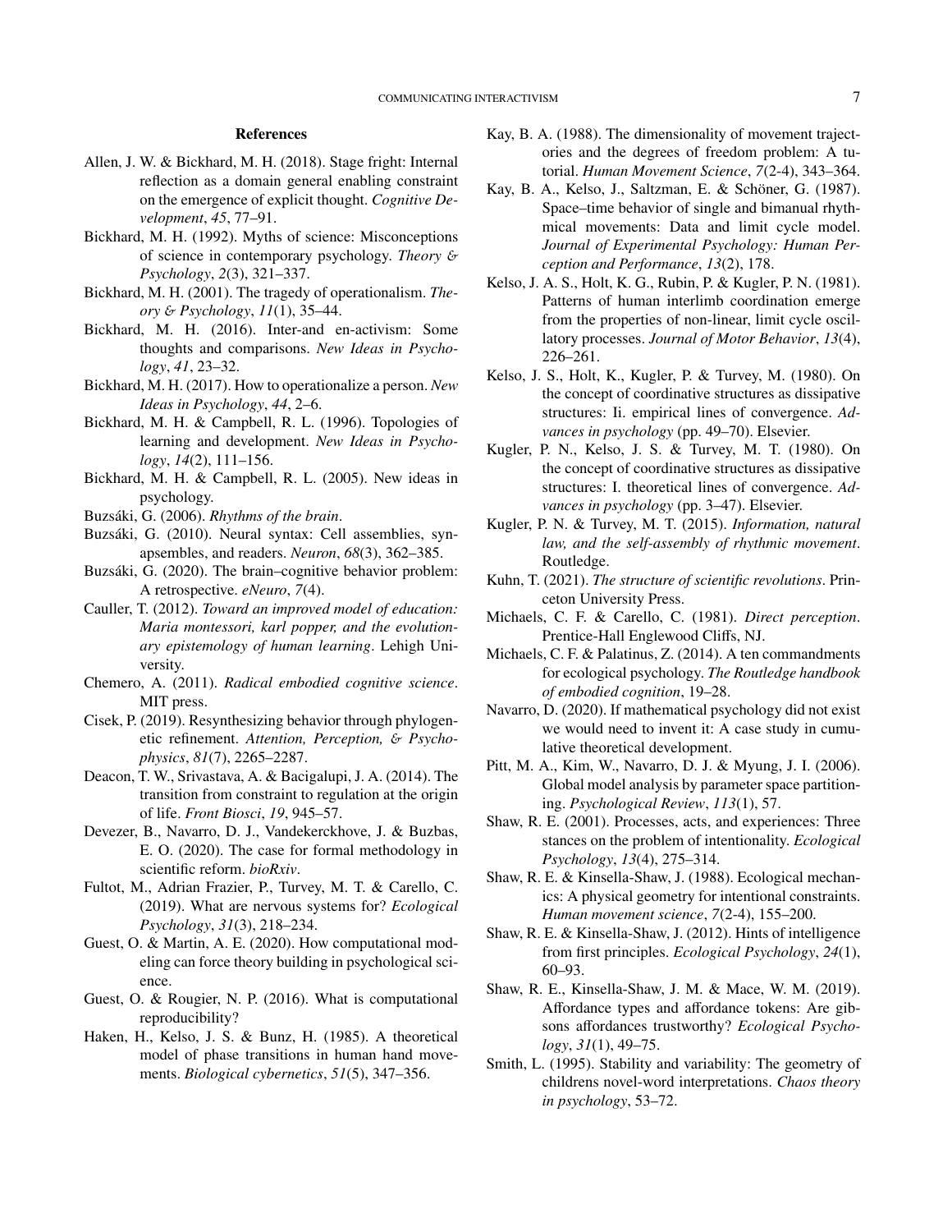## References

Allen, J. W. & Bickhard, M. H. (2018). Stage fright: Internal reflection as a domain general enabling constraint on the emergence of explicit thought. *Cognitive Development*, *45*, 77–91.

Bickhard, M. H. (1992). Myths of science: Misconceptions of science in contemporary psychology. *Theory & Psychology*, *2*(3), 321–337.

Bickhard, M. H. (2001). The tragedy of operationalism. *Theory & Psychology*, *11*(1), 35–44.

Bickhard, M. H. (2016). Inter-and en-activism: Some thoughts and comparisons. *New Ideas in Psychology*, *41*, 23–32.

Bickhard, M. H. (2017). How to operationalize a person. *New Ideas in Psychology*, *44*, 2–6.

Bickhard, M. H. & Campbell, R. L. (1996). Topologies of learning and development. *New Ideas in Psychology*, *14*(2), 111–156.

Bickhard, M. H. & Campbell, R. L. (2005). New ideas in psychology.

Buzsáki, G. (2006). *Rhythms of the brain*.

Buzsáki, G. (2010). Neural syntax: Cell assemblies, synapsembles, and readers. *Neuron*, *68*(3), 362–385.

Buzsáki, G. (2020). The brain–cognitive behavior problem: A retrospective. *eNeuro*, *7*(4).

Cauller, T. (2012). *Toward an improved model of education: Maria montessori, karl popper, and the evolutionary epistemology of human learning*. Lehigh University.

Chemero, A. (2011). *Radical embodied cognitive science*. MIT press.

Cisek, P. (2019). Resynthesizing behavior through phylogenetic refinement. *Attention, Perception, & Psychophysics*, *81*(7), 2265–2287.

Deacon, T. W., Srivastava, A. & Bacigalupi, J. A. (2014). The transition from constraint to regulation at the origin of life. *Front Biosci*, *19*, 945–57.

Devezer, B., Navarro, D. J., Vandekerckhove, J. & Buzbas, E. O. (2020). The case for formal methodology in scientific reform. *bioRxiv*.

Fultot, M., Adrian Frazier, P., Turvey, M. T. & Carello, C. (2019). What are nervous systems for? *Ecological Psychology*, *31*(3), 218–234.

Guest, O. & Martin, A. E. (2020). How computational modeling can force theory building in psychological science.

Guest, O. & Rougier, N. P. (2016). What is computational reproducibility?

Haken, H., Kelso, J. S. & Bunz, H. (1985). A theoretical model of phase transitions in human hand movements. *Biological cybernetics*, *51*(5), 347–356.

Kay, B. A. (1988). The dimensionality of movement trajectories and the degrees of freedom problem: A tutorial. *Human Movement Science*, *7*(2-4), 343–364.

Kay, B. A., Kelso, J., Saltzman, E. & Schöner, G. (1987). Space–time behavior of single and bimanual rhythmical movements: Data and limit cycle model. *Journal of Experimental Psychology: Human Perception and Performance*, *13*(2), 178.

Kelso, J. A. S., Holt, K. G., Rubin, P. & Kugler, P. N. (1981). Patterns of human interlimb coordination emerge from the properties of non-linear, limit cycle oscillatory processes. *Journal of Motor Behavior*, *13*(4), 226–261.

Kelso, J. S., Holt, K., Kugler, P. & Turvey, M. (1980). On the concept of coordinative structures as dissipative structures: Ii. empirical lines of convergence. *Advances in psychology* (pp. 49–70). Elsevier.

Kugler, P. N., Kelso, J. S. & Turvey, M. T. (1980). On the concept of coordinative structures as dissipative structures: I. theoretical lines of convergence. *Advances in psychology* (pp. 3–47). Elsevier.

Kugler, P. N. & Turvey, M. T. (2015). *Information, natural law, and the self-assembly of rhythmic movement*. Routledge.

Kuhn, T. (2021). *The structure of scientific revolutions*. Princeton University Press.

Michaels, C. F. & Carello, C. (1981). *Direct perception*. Prentice-Hall Englewood Cliffs, NJ.

Michaels, C. F. & Palatinus, Z. (2014). A ten commandments for ecological psychology. *The Routledge handbook of embodied cognition*, 19–28.

Navarro, D. (2020). If mathematical psychology did not exist we would need to invent it: A case study in cumulative theoretical development.

Pitt, M. A., Kim, W., Navarro, D. J. & Myung, J. I. (2006). Global model analysis by parameter space partitioning. *Psychological Review*, *113*(1), 57.

Shaw, R. E. (2001). Processes, acts, and experiences: Three stances on the problem of intentionality. *Ecological Psychology*, *13*(4), 275–314.

Shaw, R. E. & Kinsella-Shaw, J. (1988). Ecological mechanics: A physical geometry for intentional constraints. *Human movement science*, *7*(2-4), 155–200.

Shaw, R. E. & Kinsella-Shaw, J. (2012). Hints of intelligence from first principles. *Ecological Psychology*, *24*(1), 60–93.

Shaw, R. E., Kinsella-Shaw, J. M. & Mace, W. M. (2019). Affordance types and affordance tokens: Are gibsons affordances trustworthy? *Ecological Psychology*, *31*(1), 49–75.

Smith, L. (1995). Stability and variability: The geometry of childrens novel-word interpretations. *Chaos theory in psychology*, 53–72.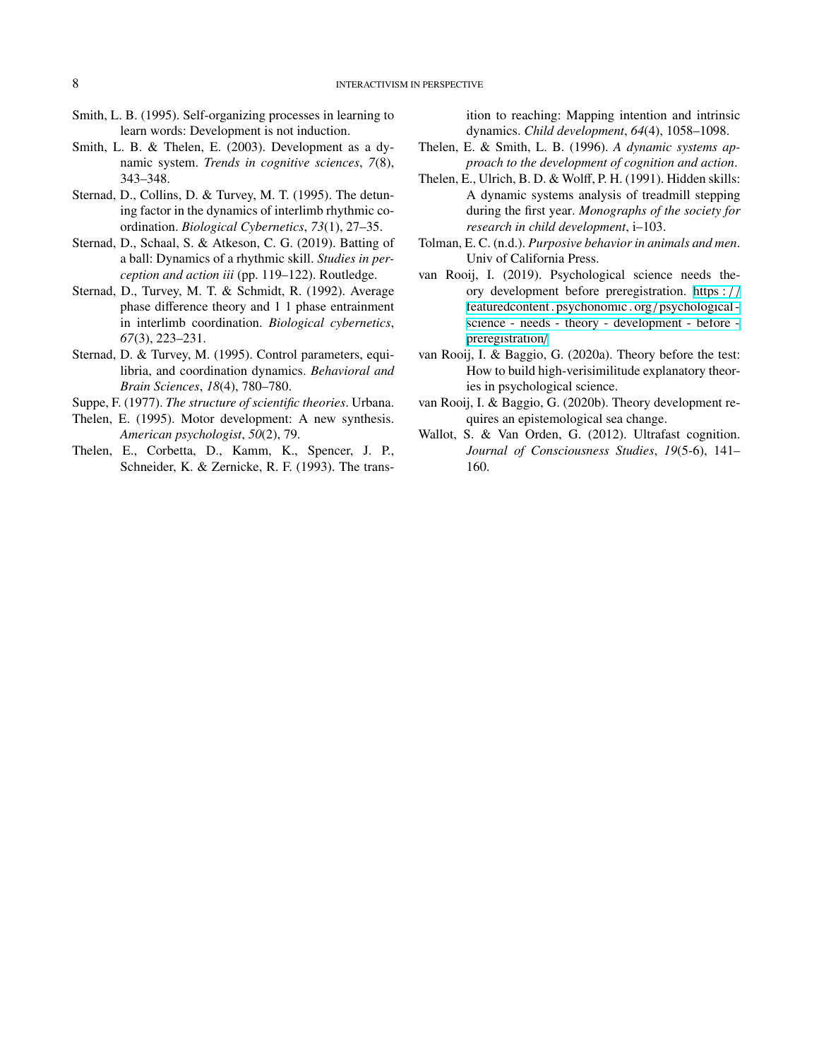Smith, L. B. (1995). Self-organizing processes in learning to learn words: Development is not induction.

Smith, L. B. & Thelen, E. (2003). Development as a dynamic system. *Trends in cognitive sciences*, *7*(8), 343–348.

Sternad, D., Collins, D. & Turvey, M. T. (1995). The detuning factor in the dynamics of interlimb rhythmic coordination. *Biological Cybernetics*, *73*(1), 27–35.

Sternad, D., Schaal, S. & Atkeson, C. G. (2019). Batting of a ball: Dynamics of a rhythmic skill. *Studies in perception and action iii* (pp. 119–122). Routledge.

Sternad, D., Turvey, M. T. & Schmidt, R. (1992). Average phase difference theory and 1 1 phase entrainment in interlimb coordination. *Biological cybernetics*, *67*(3), 223–231.

Sternad, D. & Turvey, M. (1995). Control parameters, equilibria, and coordination dynamics. *Behavioral and Brain Sciences*, *18*(4), 780–780.

Suppe, F. (1977). *The structure of scientific theories*. Urbana.

Thelen, E. (1995). Motor development: A new synthesis. *American psychologist*, *50*(2), 79.

Thelen, E., Corbetta, D., Kamm, K., Spencer, J. P., Schneider, K. & Zernicke, R. F. (1993). The transition to reaching: Mapping intention and intrinsic dynamics. *Child development*, *64*(4), 1058–1098.

Thelen, E. & Smith, L. B. (1996). *A dynamic systems approach to the development of cognition and action*.

Thelen, E., Ulrich, B. D. & Wolff, P. H. (1991). Hidden skills: A dynamic systems analysis of treadmill stepping during the first year. *Monographs of the society for research in child development*, i–103.

Tolman, E. C. (n.d.). *Purposive behavior in animals and men*. Univ of California Press.

van Rooij, I. (2019). Psychological science needs theory development before preregistration. https://featuredcontent.psychonomic.org/psychological-science-needs-theory-development-before-preregistration/

van Rooij, I. & Baggio, G. (2020a). Theory before the test: How to build high-verisimilitude explanatory theories in psychological science.

van Rooij, I. & Baggio, G. (2020b). Theory development requires an epistemological sea change.

Wallot, S. & Van Orden, G. (2012). Ultrafast cognition. *Journal of Consciousness Studies*, *19*(5-6), 141–160.